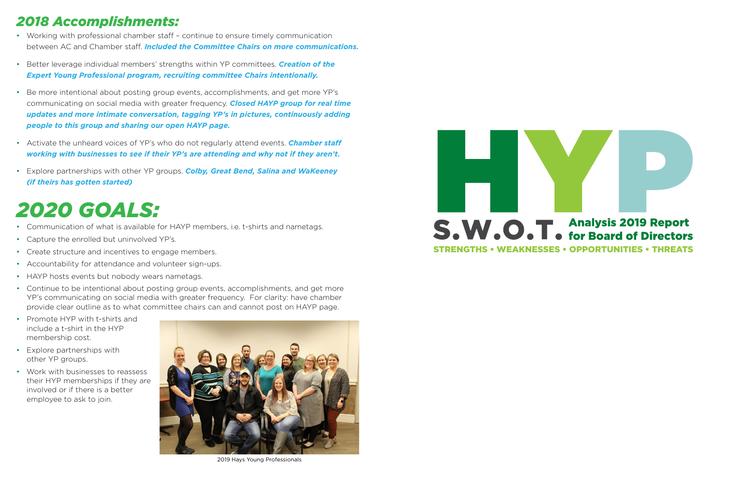## *2018 Accomplishments:*

- Working with professional chamber staff – continue to ensure timely communication between AC and Chamber staff. ***Included the Committee Chairs on more communications.***
- Better leverage individual members' strengths within YP committees. ***Creation of the Expert Young Professional program, recruiting committee Chairs intentionally.***
- Be more intentional about posting group events, accomplishments, and get more YP's communicating on social media with greater frequency. ***Closed HAYP group for real time updates and more intimate conversation, tagging YP's in pictures, continuously adding people to this group and sharing our open HAYP page.***
- Activate the unheard voices of YP's who do not regularly attend events. ***Chamber staff working with businesses to see if their YP's are attending and why not if they aren't.***
- Explore partnerships with other YP groups. ***Colby, Great Bend, Salina and WaKeeney (if theirs has gotten started)***

# *2020 GOALS:*

- Communication of what is available for HAYP members, i.e. t-shirts and nametags.
- Capture the enrolled but uninvolved YP's.
- Create structure and incentives to engage members.
- Accountability for attendance and volunteer sign-ups.
- HAYP hosts events but nobody wears nametags.
- Continue to be intentional about posting group events, accomplishments, and get more YP's communicating on social media with greater frequency. For clarity: have chamber provide clear outline as to what committee chairs can and cannot post on HAYP page.
- Promote HYP with t-shirts and include a t-shirt in the HYP membership cost.
- Explore partnerships with other YP groups.
- Work with businesses to reassess their HYP memberships if they are involved or if there is a better employee to ask to join.

2019 Hays Young Professionals

# HYP

## S.W.O.T. Analysis 2019 Report for Board of Directors

**STRENGTHS • WEAKNESSES • OPPORTUNITIES • THREATS**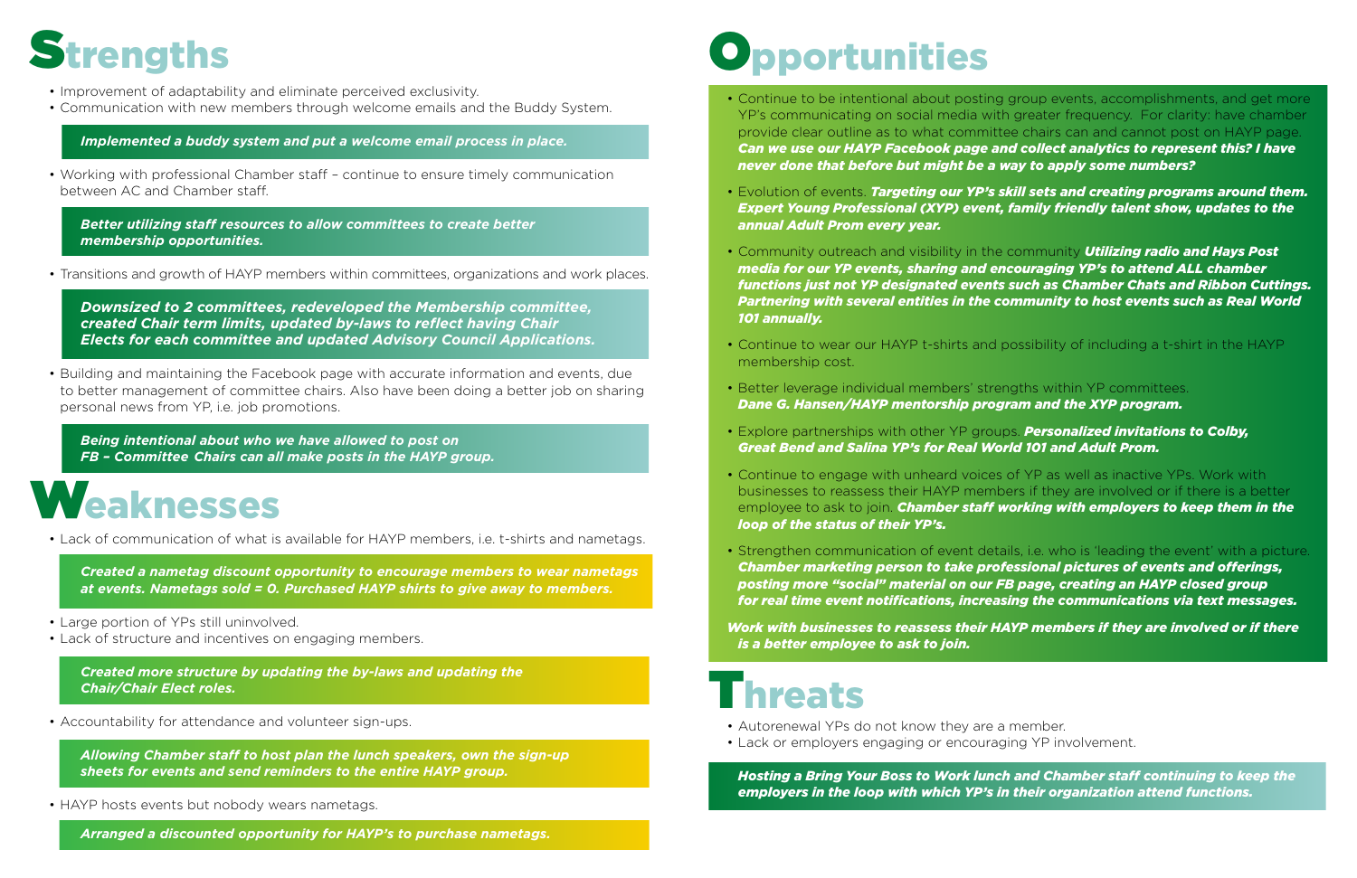# Strengths

- Improvement of adaptability and eliminate perceived exclusivity.
- Communication with new members through welcome emails and the Buddy System.

***Implemented a buddy system and put a welcome email process in place.***

- Working with professional Chamber staff – continue to ensure timely communication between AC and Chamber staff.

***Better utilizing staff resources to allow committees to create better membership opportunities.***

- Transitions and growth of HAYP members within committees, organizations and work places.

***Downsized to 2 committees, redeveloped the Membership committee, created Chair term limits, updated by-laws to reflect having Chair Elects for each committee and updated Advisory Council Applications.***

- Building and maintaining the Facebook page with accurate information and events, due to better management of committee chairs. Also have been doing a better job on sharing personal news from YP, i.e. job promotions.

***Being intentional about who we have allowed to post on FB – Committee Chairs can all make posts in the HAYP group.***

# Weaknesses

- Lack of communication of what is available for HAYP members, i.e. t-shirts and nametags.

***Created a nametag discount opportunity to encourage members to wear nametags at events. Nametags sold = 0. Purchased HAYP shirts to give away to members.***

- Large portion of YPs still uninvolved.
- Lack of structure and incentives on engaging members.

***Created more structure by updating the by-laws and updating the Chair/Chair Elect roles.***

- Accountability for attendance and volunteer sign-ups.

***Allowing Chamber staff to host plan the lunch speakers, own the sign-up sheets for events and send reminders to the entire HAYP group.***

- HAYP hosts events but nobody wears nametags.

***Arranged a discounted opportunity for HAYP's to purchase nametags.***

# Opportunities

- Continue to be intentional about posting group events, accomplishments, and get more YP's communicating on social media with greater frequency. For clarity: have chamber provide clear outline as to what committee chairs can and cannot post on HAYP page. ***Can we use our HAYP Facebook page and collect analytics to represent this? I have never done that before but might be a way to apply some numbers?***
- Evolution of events. ***Targeting our YP's skill sets and creating programs around them. Expert Young Professional (XYP) event, family friendly talent show, updates to the annual Adult Prom every year.***
- Community outreach and visibility in the community. ***Utilizing radio and Hays Post media for our YP events, sharing and encouraging YP's to attend ALL chamber functions just not YP designated events such as Chamber Chats and Ribbon Cuttings. Partnering with several entities in the community to host events such as Real World 101 annually.***
- Continue to wear our HAYP t-shirts and possibility of including a t-shirt in the HAYP membership cost.
- Better leverage individual members' strengths within YP committees. ***Dane G. Hansen/HAYP mentorship program and the XYP program.***
- Explore partnerships with other YP groups. ***Personalized invitations to Colby, Great Bend and Salina YP's for Real World 101 and Adult Prom.***
- Continue to engage with unheard voices of YP as well as inactive YPs. Work with businesses to reassess their HAYP members if they are involved or if there is a better employee to ask to join. ***Chamber staff working with employers to keep them in the loop of the status of their YP's.***
- Strengthen communication of event details, i.e. who is 'leading the event' with a picture. ***Chamber marketing person to take professional pictures of events and offerings, posting more "social" material on our FB page, creating an HAYP closed group for real time event notifications, increasing the communications via text messages.***

***Work with businesses to reassess their HAYP members if they are involved or if there is a better employee to ask to join.***

# Threats

- Autorenewal YPs do not know they are a member.
- Lack or employers engaging or encouraging YP involvement.

***Hosting a Bring Your Boss to Work lunch and Chamber staff continuing to keep the employers in the loop with which YP's in their organization attend functions.***